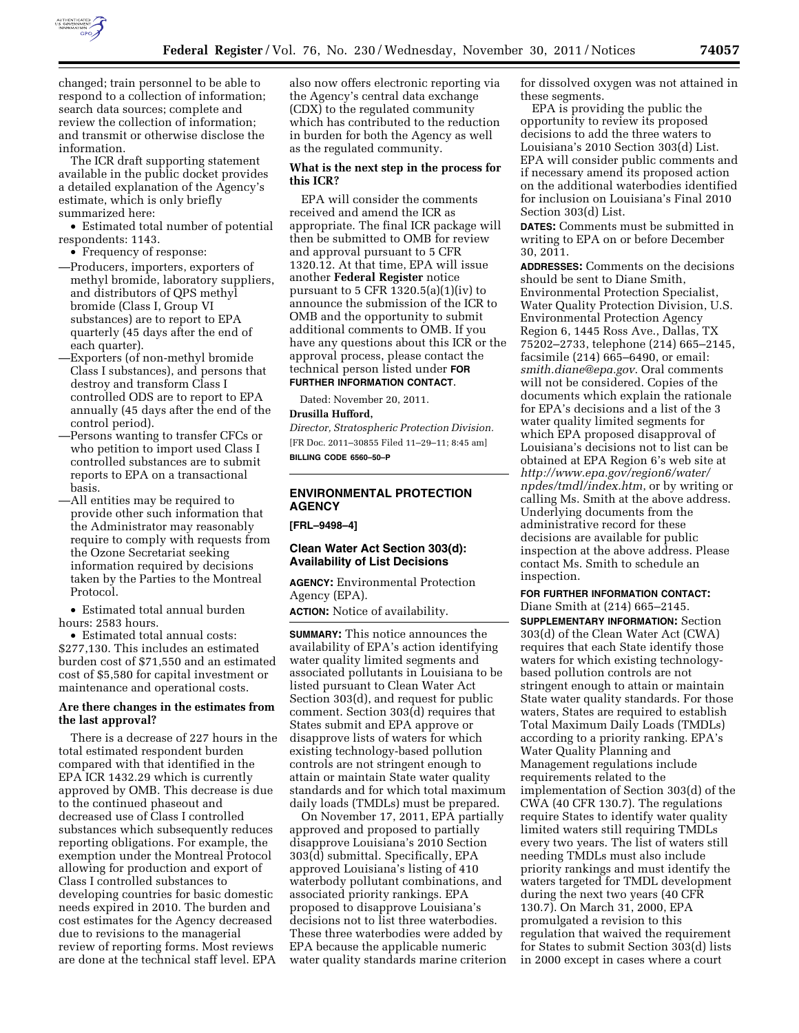changed; train personnel to be able to respond to a collection of information; search data sources; complete and review the collection of information; and transmit or otherwise disclose the information.

The ICR draft supporting statement available in the public docket provides a detailed explanation of the Agency's estimate, which is only briefly summarized here:

- Estimated total number of potential respondents: 1143.
- Frequency of response:

—Producers, importers, exporters of methyl bromide, laboratory suppliers, and distributors of QPS methyl bromide (Class I, Group VI substances) are to report to EPA quarterly (45 days after the end of each quarter).

—Exporters (of non-methyl bromide Class I substances), and persons that destroy and transform Class I controlled ODS are to report to EPA annually (45 days after the end of the control period).

—Persons wanting to transfer CFCs or who petition to import used Class I controlled substances are to submit reports to EPA on a transactional basis.

—All entities may be required to provide other such information that the Administrator may reasonably require to comply with requests from the Ozone Secretariat seeking information required by decisions taken by the Parties to the Montreal Protocol.

- Estimated total annual burden hours: 2583 hours.
- Estimated total annual costs: $277,130. This includes an estimated burden cost of $71,550 and an estimated cost of $5,580 for capital investment or maintenance and operational costs.

**Are there changes in the estimates from the last approval?**

There is a decrease of 227 hours in the total estimated respondent burden compared with that identified in the EPA ICR 1432.29 which is currently approved by OMB. This decrease is due to the continued phaseout and decreased use of Class I controlled substances which subsequently reduces reporting obligations. For example, the exemption under the Montreal Protocol allowing for production and export of Class I controlled substances to developing countries for basic domestic needs expired in 2010. The burden and cost estimates for the Agency decreased due to revisions to the managerial review of reporting forms. Most reviews are done at the technical staff level. EPA also now offers electronic reporting via the Agency's central data exchange (CDX) to the regulated community which has contributed to the reduction in burden for both the Agency as well as the regulated community.

**What is the next step in the process for this ICR?**

EPA will consider the comments received and amend the ICR as appropriate. The final ICR package will then be submitted to OMB for review and approval pursuant to 5 CFR 1320.12. At that time, EPA will issue another **Federal Register** notice pursuant to 5 CFR 1320.5(a)(1)(iv) to announce the submission of the ICR to OMB and the opportunity to submit additional comments to OMB. If you have any questions about this ICR or the approval process, please contact the technical person listed under **FOR FURTHER INFORMATION CONTACT.**

Dated: November 20, 2011.

**Drusilla Hufford,**

*Director, Stratospheric Protection Division.*

[FR Doc. 2011–30855 Filed 11–29–11; 8:45 am]

**BILLING CODE 6560–50–P**

## ENVIRONMENTAL PROTECTION AGENCY

**[FRL–9498–4]**

### Clean Water Act Section 303(d): Availability of List Decisions

**AGENCY:** Environmental Protection Agency (EPA).

**ACTION:** Notice of availability.

**SUMMARY:** This notice announces the availability of EPA's action identifying water quality limited segments and associated pollutants in Louisiana to be listed pursuant to Clean Water Act Section 303(d), and request for public comment. Section 303(d) requires that States submit and EPA approve or disapprove lists of waters for which existing technology-based pollution controls are not stringent enough to attain or maintain State water quality standards and for which total maximum daily loads (TMDLs) must be prepared.

On November 17, 2011, EPA partially approved and proposed to partially disapprove Louisiana's 2010 Section 303(d) submittal. Specifically, EPA approved Louisiana's listing of 410 waterbody pollutant combinations, and associated priority rankings. EPA proposed to disapprove Louisiana's decisions not to list three waterbodies. These three waterbodies were added by EPA because the applicable numeric water quality standards marine criterion for dissolved oxygen was not attained in these segments.

EPA is providing the public the opportunity to review its proposed decisions to add the three waters to Louisiana's 2010 Section 303(d) List. EPA will consider public comments and if necessary amend its proposed action on the additional waterbodies identified for inclusion on Louisiana's Final 2010 Section 303(d) List.

**DATES:** Comments must be submitted in writing to EPA on or before December 30, 2011.

**ADDRESSES:** Comments on the decisions should be sent to Diane Smith, Environmental Protection Specialist, Water Quality Protection Division, U.S. Environmental Protection Agency Region 6, 1445 Ross Ave., Dallas, TX 75202–2733, telephone (214) 665–2145, facsimile (214) 665–6490, or email: *smith.diane@epa.gov*. Oral comments will not be considered. Copies of the documents which explain the rationale for EPA's decisions and a list of the 3 water quality limited segments for which EPA proposed disapproval of Louisiana's decisions not to list can be obtained at EPA Region 6's web site at *http://www.epa.gov/region6/water/npdes/tmdl/index.htm*, or by writing or calling Ms. Smith at the above address. Underlying documents from the administrative record for these decisions are available for public inspection at the above address. Please contact Ms. Smith to schedule an inspection.

**FOR FURTHER INFORMATION CONTACT:** Diane Smith at (214) 665–2145.

**SUPPLEMENTARY INFORMATION:** Section 303(d) of the Clean Water Act (CWA) requires that each State identify those waters for which existing technology-based pollution controls are not stringent enough to attain or maintain State water quality standards. For those waters, States are required to establish Total Maximum Daily Loads (TMDLs) according to a priority ranking. EPA's Water Quality Planning and Management regulations include requirements related to the implementation of Section 303(d) of the CWA (40 CFR 130.7). The regulations require States to identify water quality limited waters still requiring TMDLs every two years. The list of waters still needing TMDLs must also include priority rankings and must identify the waters targeted for TMDL development during the next two years (40 CFR 130.7). On March 31, 2000, EPA promulgated a revision to this regulation that waived the requirement for States to submit Section 303(d) lists in 2000 except in cases where a court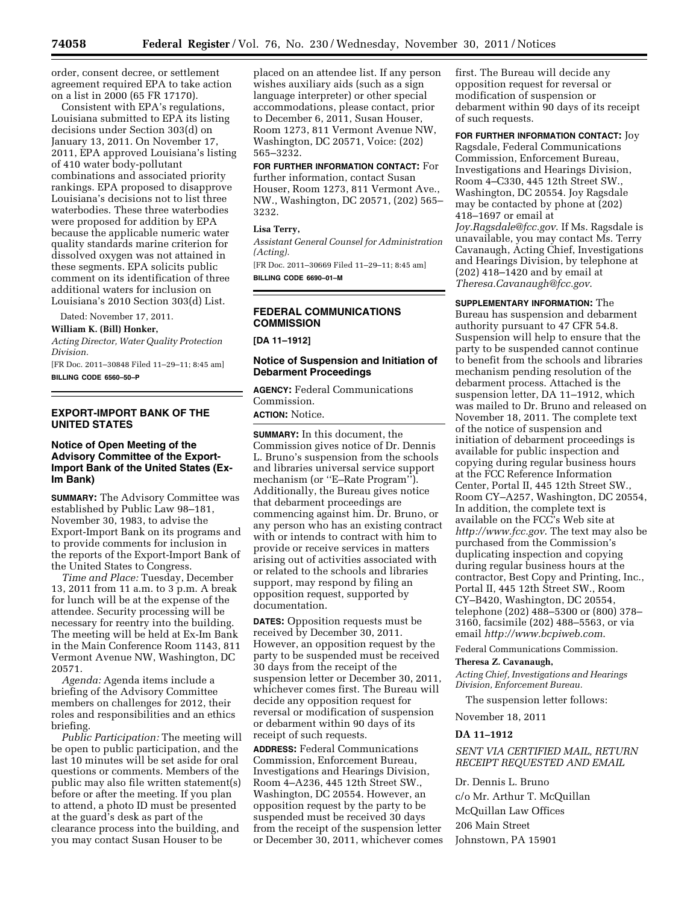order, consent decree, or settlement agreement required EPA to take action on a list in 2000 (65 FR 17170).

Consistent with EPA's regulations, Louisiana submitted to EPA its listing decisions under Section 303(d) on January 13, 2011. On November 17, 2011, EPA approved Louisiana's listing of 410 water body-pollutant combinations and associated priority rankings. EPA proposed to disapprove Louisiana's decisions not to list three waterbodies. These three waterbodies were proposed for addition by EPA because the applicable numeric water quality standards marine criterion for dissolved oxygen was not attained in these segments. EPA solicits public comment on its identification of three additional waters for inclusion on Louisiana's 2010 Section 303(d) List.

Dated: November 17, 2011.

**William K. (Bill) Honker,**

*Acting Director, Water Quality Protection Division.*

[FR Doc. 2011–30848 Filed 11–29–11; 8:45 am]

**BILLING CODE 6560–50–P**

## EXPORT-IMPORT BANK OF THE UNITED STATES

### Notice of Open Meeting of the Advisory Committee of the Export-Import Bank of the United States (Ex-Im Bank)

**SUMMARY:** The Advisory Committee was established by Public Law 98–181, November 30, 1983, to advise the Export-Import Bank on its programs and to provide comments for inclusion in the reports of the Export-Import Bank of the United States to Congress.

*Time and Place:* Tuesday, December 13, 2011 from 11 a.m. to 3 p.m. A break for lunch will be at the expense of the attendee. Security processing will be necessary for reentry into the building. The meeting will be held at Ex-Im Bank in the Main Conference Room 1143, 811 Vermont Avenue NW, Washington, DC 20571.

*Agenda:* Agenda items include a briefing of the Advisory Committee members on challenges for 2012, their roles and responsibilities and an ethics briefing.

*Public Participation:* The meeting will be open to public participation, and the last 10 minutes will be set aside for oral questions or comments. Members of the public may also file written statement(s) before or after the meeting. If you plan to attend, a photo ID must be presented at the guard's desk as part of the clearance process into the building, and you may contact Susan Houser to be placed on an attendee list. If any person wishes auxiliary aids (such as a sign language interpreter) or other special accommodations, please contact, prior to December 6, 2011, Susan Houser, Room 1273, 811 Vermont Avenue NW, Washington, DC 20571, Voice: (202) 565–3232.

**FOR FURTHER INFORMATION CONTACT:** For further information, contact Susan Houser, Room 1273, 811 Vermont Ave., NW., Washington, DC 20571, (202) 565–3232.

**Lisa Terry,**

*Assistant General Counsel for Administration (Acting).*

[FR Doc. 2011–30669 Filed 11–29–11; 8:45 am]

**BILLING CODE 6690–01–M**

## FEDERAL COMMUNICATIONS COMMISSION

**[DA 11–1912]**

### Notice of Suspension and Initiation of Debarment Proceedings

**AGENCY:** Federal Communications Commission.

**ACTION:** Notice.

**SUMMARY:** In this document, the Commission gives notice of Dr. Dennis L. Bruno's suspension from the schools and libraries universal service support mechanism (or ''E–Rate Program''). Additionally, the Bureau gives notice that debarment proceedings are commencing against him. Dr. Bruno, or any person who has an existing contract with or intends to contract with him to provide or receive services in matters arising out of activities associated with or related to the schools and libraries support, may respond by filing an opposition request, supported by documentation.

**DATES:** Opposition requests must be received by December 30, 2011. However, an opposition request by the party to be suspended must be received 30 days from the receipt of the suspension letter or December 30, 2011, whichever comes first. The Bureau will decide any opposition request for reversal or modification of suspension or debarment within 90 days of its receipt of such requests.

**ADDRESS:** Federal Communications Commission, Enforcement Bureau, Investigations and Hearings Division, Room 4–A236, 445 12th Street SW., Washington, DC 20554. However, an opposition request by the party to be suspended must be received 30 days from the receipt of the suspension letter or December 30, 2011, whichever comes first. The Bureau will decide any opposition request for reversal or modification of suspension or debarment within 90 days of its receipt of such requests.

**FOR FURTHER INFORMATION CONTACT:** Joy Ragsdale, Federal Communications Commission, Enforcement Bureau, Investigations and Hearings Division, Room 4–C330, 445 12th Street SW., Washington, DC 20554. Joy Ragsdale may be contacted by phone at (202) 418–1697 or email at *Joy.Ragsdale@fcc.gov*. If Ms. Ragsdale is unavailable, you may contact Ms. Terry Cavanaugh, Acting Chief, Investigations and Hearings Division, by telephone at (202) 418–1420 and by email at *Theresa.Cavanaugh@fcc.gov*.

**SUPPLEMENTARY INFORMATION:** The Bureau has suspension and debarment authority pursuant to 47 CFR 54.8. Suspension will help to ensure that the party to be suspended cannot continue to benefit from the schools and libraries mechanism pending resolution of the debarment process. Attached is the suspension letter, DA 11–1912, which was mailed to Dr. Bruno and released on November 18, 2011. The complete text of the notice of suspension and initiation of debarment proceedings is available for public inspection and copying during regular business hours at the FCC Reference Information Center, Portal II, 445 12th Street SW., Room CY–A257, Washington, DC 20554, In addition, the complete text is available on the FCC's Web site at *http://www.fcc.gov*. The text may also be purchased from the Commission's duplicating inspection and copying during regular business hours at the contractor, Best Copy and Printing, Inc., Portal II, 445 12th Street SW., Room CY–B420, Washington, DC 20554, telephone (202) 488–5300 or (800) 378–3160, facsimile (202) 488–5563, or via email *http://www.bcpiweb.com*.

Federal Communications Commission.

**Theresa Z. Cavanaugh,**

*Acting Chief, Investigations and Hearings Division, Enforcement Bureau.*

The suspension letter follows:

November 18, 2011

**DA 11–1912**

*SENT VIA CERTIFIED MAIL, RETURN RECEIPT REQUESTED AND EMAIL*

Dr. Dennis L. Bruno
c/o Mr. Arthur T. McQuillan
McQuillan Law Offices
206 Main Street
Johnstown, PA 15901